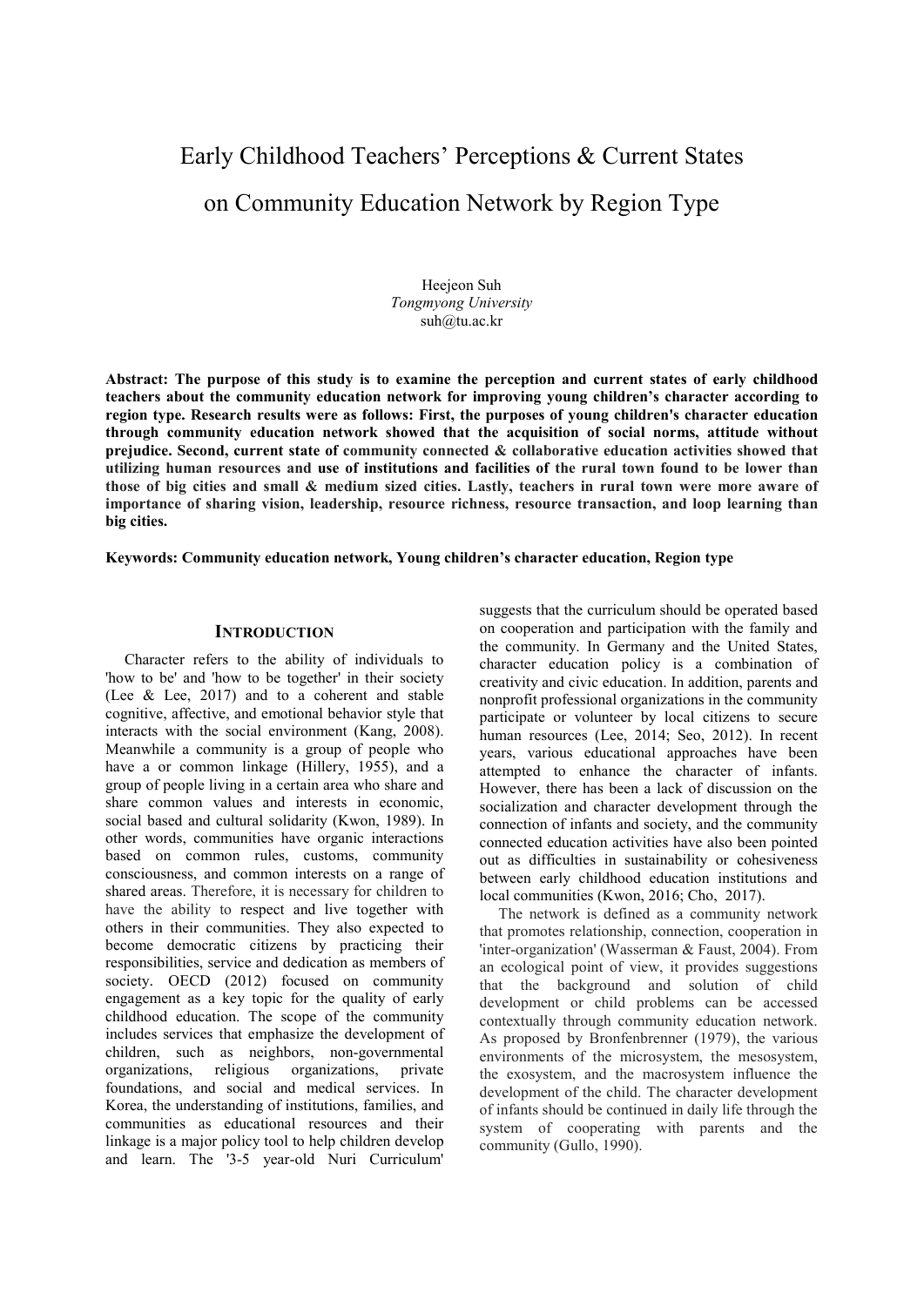# Early Childhood Teachers' Perceptions & Current States on Community Education Network by Region Type

Heejeon Suh
*Tongmyong University*
suh@tu.ac.kr

**Abstract: The purpose of this study is to examine the perception and current states of early childhood teachers about the community education network for improving young children's character according to region type. Research results were as follows: First, the purposes of young children's character education through community education network showed that the acquisition of social norms, attitude without prejudice. Second, current state of community connected & collaborative education activities showed that utilizing human resources and use of institutions and facilities of the rural town found to be lower than those of big cities and small & medium sized cities. Lastly, teachers in rural town were more aware of importance of sharing vision, leadership, resource richness, resource transaction, and loop learning than big cities.**

**Keywords: Community education network, Young children's character education, Region type**

## INTRODUCTION

Character refers to the ability of individuals to 'how to be' and 'how to be together' in their society (Lee & Lee, 2017) and to a coherent and stable cognitive, affective, and emotional behavior style that interacts with the social environment (Kang, 2008). Meanwhile a community is a group of people who have a or common linkage (Hillery, 1955), and a group of people living in a certain area who share and share common values and interests in economic, social based and cultural solidarity (Kwon, 1989). In other words, communities have organic interactions based on common rules, customs, community consciousness, and common interests on a range of shared areas. Therefore, it is necessary for children to have the ability to respect and live together with others in their communities. They also expected to become democratic citizens by practicing their responsibilities, service and dedication as members of society. OECD (2012) focused on community engagement as a key topic for the quality of early childhood education. The scope of the community includes services that emphasize the development of children, such as neighbors, non-governmental organizations, religious organizations, private foundations, and social and medical services. In Korea, the understanding of institutions, families, and communities as educational resources and their linkage is a major policy tool to help children develop and learn. The '3-5 year-old Nuri Curriculum' suggests that the curriculum should be operated based on cooperation and participation with the family and the community. In Germany and the United States, character education policy is a combination of creativity and civic education. In addition, parents and nonprofit professional organizations in the community participate or volunteer by local citizens to secure human resources (Lee, 2014; Seo, 2012). In recent years, various educational approaches have been attempted to enhance the character of infants. However, there has been a lack of discussion on the socialization and character development through the connection of infants and society, and the community connected education activities have also been pointed out as difficulties in sustainability or cohesiveness between early childhood education institutions and local communities (Kwon, 2016; Cho, 2017).

The network is defined as a community network that promotes relationship, connection, cooperation in 'inter-organization' (Wasserman & Faust, 2004). From an ecological point of view, it provides suggestions that the background and solution of child development or child problems can be accessed contextually through community education network. As proposed by Bronfenbrenner (1979), the various environments of the microsystem, the mesosystem, the exosystem, and the macrosystem influence the development of the child. The character development of infants should be continued in daily life through the system of cooperating with parents and the community (Gullo, 1990).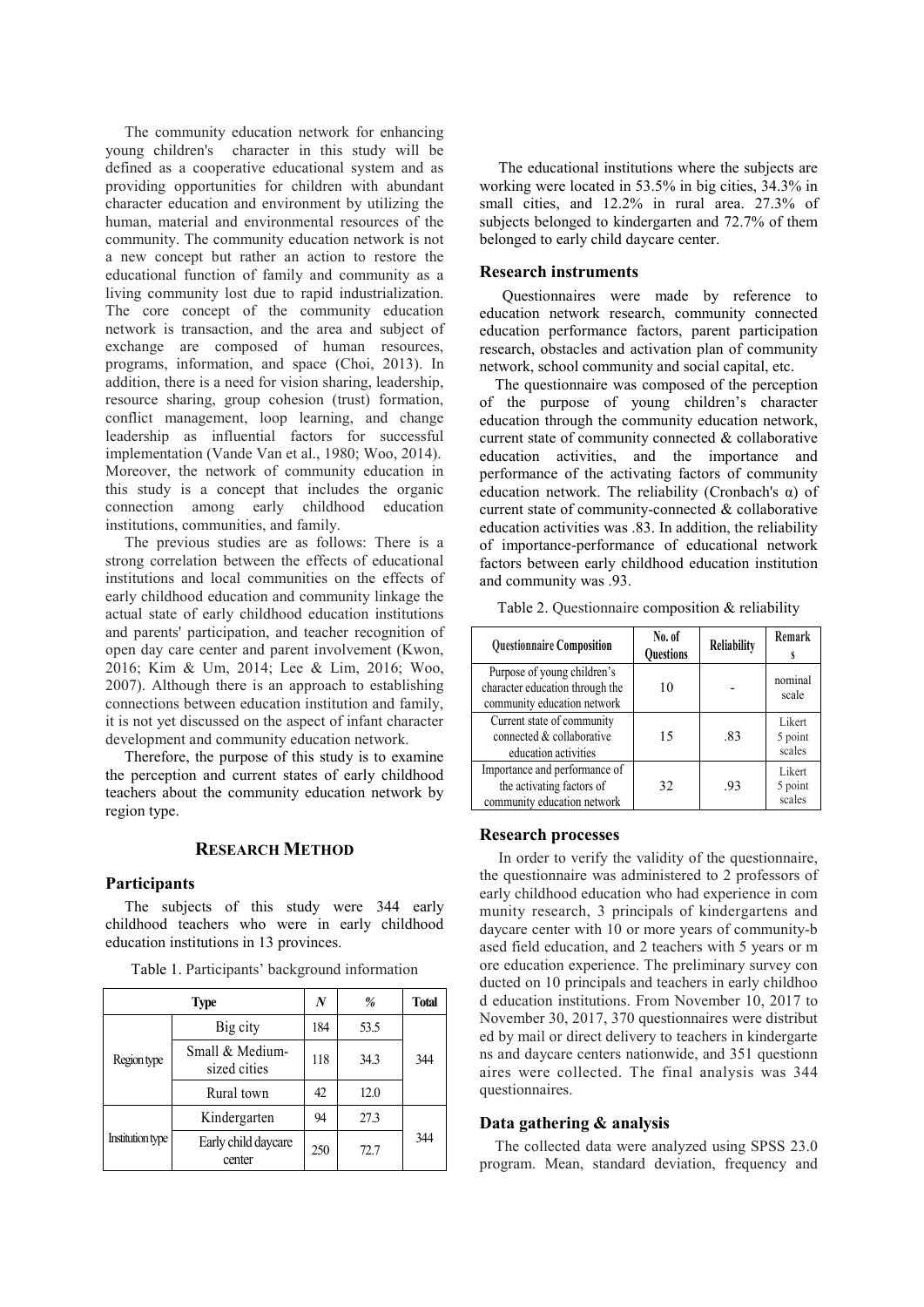The community education network for enhancing young children's character in this study will be defined as a cooperative educational system and as providing opportunities for children with abundant character education and environment by utilizing the human, material and environmental resources of the community. The community education network is not a new concept but rather an action to restore the educational function of family and community as a living community lost due to rapid industrialization. The core concept of the community education network is transaction, and the area and subject of exchange are composed of human resources, programs, information, and space (Choi, 2013). In addition, there is a need for vision sharing, leadership, resource sharing, group cohesion (trust) formation, conflict management, loop learning, and change leadership as influential factors for successful implementation (Vande Van et al., 1980; Woo, 2014). Moreover, the network of community education in this study is a concept that includes the organic connection among early childhood education institutions, communities, and family.

The previous studies are as follows: There is a strong correlation between the effects of educational institutions and local communities on the effects of early childhood education and community linkage the actual state of early childhood education institutions and parents' participation, and teacher recognition of open day care center and parent involvement (Kwon, 2016; Kim & Um, 2014; Lee & Lim, 2016; Woo, 2007). Although there is an approach to establishing connections between education institution and family, it is not yet discussed on the aspect of infant character development and community education network.

Therefore, the purpose of this study is to examine the perception and current states of early childhood teachers about the community education network by region type.

## RESEARCH METHOD

### Participants

The subjects of this study were 344 early childhood teachers who were in early childhood education institutions in 13 provinces.

Table 1. Participants' background information

| Type | | *N* | % | Total |
|---|---|---|---|---|
| Region type | Big city | 184 | 53.5 | 344 |
| | Small & Medium-sized cities | 118 | 34.3 | |
| | Rural town | 42 | 12.0 | |
| Institution type | Kindergarten | 94 | 27.3 | 344 |
| | Early child daycare center | 250 | 72.7 | |

The educational institutions where the subjects are working were located in 53.5% in big cities, 34.3% in small cities, and 12.2% in rural area. 27.3% of subjects belonged to kindergarten and 72.7% of them belonged to early child daycare center.

### Research instruments

Questionnaires were made by reference to education network research, community connected education performance factors, parent participation research, obstacles and activation plan of community network, school community and social capital, etc.

The questionnaire was composed of the perception of the purpose of young children's character education through the community education network, current state of community connected & collaborative education activities, and the importance and performance of the activating factors of community education network. The reliability (Cronbach's α) of current state of community-connected & collaborative education activities was .83. In addition, the reliability of importance-performance of educational network factors between early childhood education institution and community was .93.

Table 2. Questionnaire composition & reliability

| Questionnaire Composition | No. of Questions | Reliability | Remarks |
|---|---|---|---|
| Purpose of young children's character education through the community education network | 10 | - | nominal scale |
| Current state of community connected & collaborative education activities | 15 | .83 | Likert 5 point scales |
| Importance and performance of the activating factors of community education network | 32 | .93 | Likert 5 point scales |

### Research processes

In order to verify the validity of the questionnaire, the questionnaire was administered to 2 professors of early childhood education who had experience in community research, 3 principals of kindergartens and daycare center with 10 or more years of community-based field education, and 2 teachers with 5 years or more education experience. The preliminary survey conducted on 10 principals and teachers in early childhood education institutions. From November 10, 2017 to November 30, 2017, 370 questionnaires were distributed by mail or direct delivery to teachers in kindergartens and daycare centers nationwide, and 351 questionnaires were collected. The final analysis was 344 questionnaires.

### Data gathering & analysis

The collected data were analyzed using SPSS 23.0 program. Mean, standard deviation, frequency and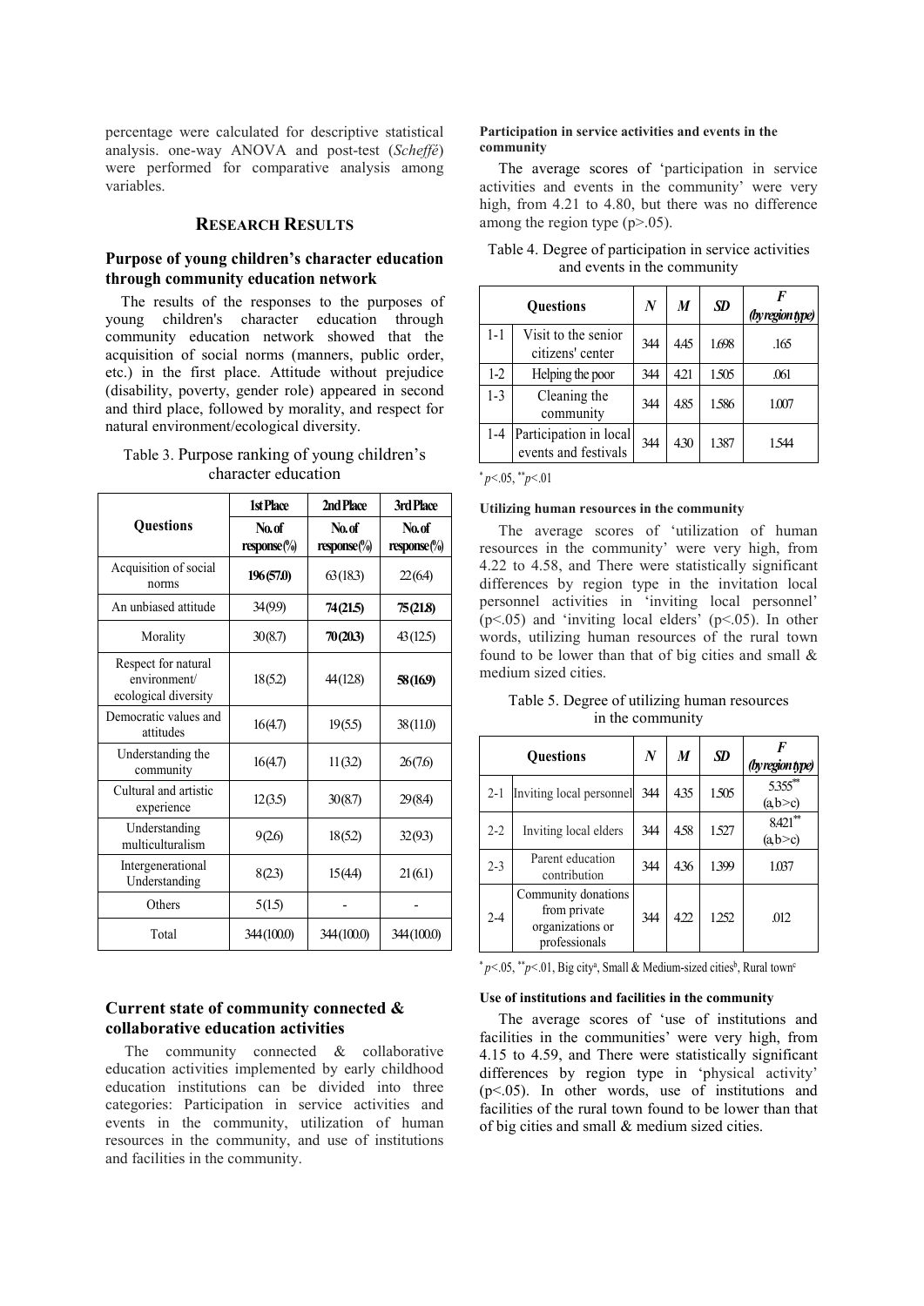percentage were calculated for descriptive statistical analysis. one-way ANOVA and post-test (*Scheffé*) were performed for comparative analysis among variables.

## RESEARCH RESULTS

### Purpose of young children's character education through community education network

The results of the responses to the purposes of young children's character education through community education network showed that the acquisition of social norms (manners, public order, etc.) in the first place. Attitude without prejudice (disability, poverty, gender role) appeared in second and third place, followed by morality, and respect for natural environment/ecological diversity.

Table 3. Purpose ranking of young children's character education

| Questions | 1st Place | 2nd Place | 3rd Place |
|---|---|---|---|
| | No. of response(%) | No. of response(%) | No. of response(%) |
| Acquisition of social norms | **196(57.0)** | 63(18.3) | 22(6.4) |
| An unbiased attitude | 34(9.9) | **74(21.5)** | **75(21.8)** |
| Morality | 30(8.7) | **70(20.3)** | 43(12.5) |
| Respect for natural environment/ ecological diversity | 18(5.2) | 44(12.8) | **58(16.9)** |
| Democratic values and attitudes | 16(4.7) | 19(5.5) | 38(11.0) |
| Understanding the community | 16(4.7) | 11(3.2) | 26(7.6) |
| Cultural and artistic experience | 12(3.5) | 30(8.7) | 29(8.4) |
| Understanding multiculturalism | 9(2.6) | 18(5.2) | 32(9.3) |
| Intergenerational Understanding | 8(2.3) | 15(4.4) | 21(6.1) |
| Others | 5(1.5) | - | - |
| Total | 344(100.0) | 344(100.0) | 344(100.0) |

### Current state of community connected & collaborative education activities

The community connected & collaborative education activities implemented by early childhood education institutions can be divided into three categories: Participation in service activities and events in the community, utilization of human resources in the community, and use of institutions and facilities in the community.

#### Participation in service activities and events in the community

The average scores of 'participation in service activities and events in the community' were very high, from 4.21 to 4.80, but there was no difference among the region type ($p>.05$).

Table 4. Degree of participation in service activities and events in the community

| | Questions | *N* | *M* | *SD* | *F* (by region type) |
|---|---|---|---|---|---|
| 1-1 | Visit to the senior citizens' center | 344 | 4.45 | 1.698 | .165 |
| 1-2 | Helping the poor | 344 | 4.21 | 1.505 | .061 |
| 1-3 | Cleaning the community | 344 | 4.85 | 1.586 | 1.007 |
| 1-4 | Participation in local events and festivals | 344 | 4.30 | 1.387 | 1.544 |

$^{*}p<.05$, $^{**}p<.01$

#### Utilizing human resources in the community

The average scores of 'utilization of human resources in the community' were very high, from 4.22 to 4.58, and There were statistically significant differences by region type in the invitation local personnel activities in 'inviting local personnel' ($p<.05$) and 'inviting local elders' ($p<.05$). In other words, utilizing human resources of the rural town found to be lower than that of big cities and small & medium sized cities.

Table 5. Degree of utilizing human resources in the community

| | Questions | *N* | *M* | *SD* | *F* (by region type) |
|---|---|---|---|---|---|
| 2-1 | Inviting local personnel | 344 | 4.35 | 1.505 | $5.355^{**}$ (a,b>c) |
| 2-2 | Inviting local elders | 344 | 4.58 | 1.527 | $8.421^{**}$ (a,b>c) |
| 2-3 | Parent education contribution | 344 | 4.36 | 1.399 | 1.037 |
| 2-4 | Community donations from private organizations or professionals | 344 | 4.22 | 1.252 | .012 |

$^{*}p<.05$, $^{**}p<.01$, Big city[a], Small & Medium-sized cities[b], Rural town[c]

#### Use of institutions and facilities in the community

The average scores of 'use of institutions and facilities in the communities' were very high, from 4.15 to 4.59, and There were statistically significant differences by region type in 'physical activity' ($p<.05$). In other words, use of institutions and facilities of the rural town found to be lower than that of big cities and small & medium sized cities.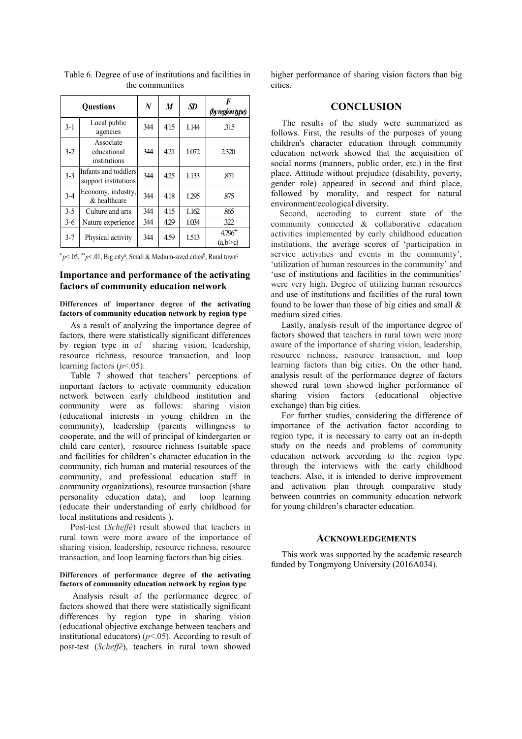Table 6. Degree of use of institutions and facilities in the communities

| Questions | | *N* | *M* | *SD* | *F* (by region type) |
|---|---|---|---|---|---|
| 3-1 | Local public agencies | 344 | 4.15 | 1.144 | .315 |
| 3-2 | Associate educational institutions | 344 | 4.21 | 1.072 | 2.320 |
| 3-3 | Infants and toddlers support institutions | 344 | 4.25 | 1.133 | .871 |
| 3-4 | Economy, industry, & healthcare | 344 | 4.18 | 1.295 | .875 |
| 3-5 | Culture and arts | 344 | 4.15 | 1.162 | .865 |
| 3-6 | Nature experience | 344 | 4.29 | 1.034 | .322 |
| 3-7 | Physical activity | 344 | 4.59 | 1.513 | 4.796** (a,b>c) |

$^*p$<.05, $^{**}p$<.01, Big city[a], Small & Medium-sized cities[b], Rural town[c]

## Importance and performance of the activating factors of community education network

### Differences of importance degree of the activating factors of community education network by region type

As a result of analyzing the importance degree of factors, there were statistically significant differences by region type in of sharing vision, leadership, resource richness, resource transaction, and loop learning factors ($p$<.05).

Table 7 showed that teachers' perceptions of important factors to activate community education network between early childhood institution and community were as follows: sharing vision (educational interests in young children in the community), leadership (parents willingness to cooperate, and the will of principal of kindergarten or child care center), resource richness (suitable space and facilities for children's character education in the community, rich human and material resources of the community, and professional education staff in community organizations), resource transaction (share personality education data), and loop learning (educate their understanding of early childhood for local institutions and residents ).

Post-test (*Scheffé*) result showed that teachers in rural town were more aware of the importance of sharing vision, leadership, resource richness, resource transaction, and loop learning factors than big cities.

### Differences of performance degree of the activating factors of community education network by region type

Analysis result of the performance degree of factors showed that there were statistically significant differences by region type in sharing vision (educational objective exchange between teachers and institutional educators) ($p$<.05). According to result of post-test (*Scheffé*), teachers in rural town showed higher performance of sharing vision factors than big cities.

## CONCLUSION

The results of the study were summarized as follows. First, the results of the purposes of young children's character education through community education network showed that the acquisition of social norms (manners, public order, etc.) in the first place. Attitude without prejudice (disability, poverty, gender role) appeared in second and third place, followed by morality, and respect for natural environment/ecological diversity.

Second, accroding to current state of the community connected & collaborative education activities implemented by early childhood education institutions, the average scores of 'participation in service activities and events in the community', 'utilization of human resources in the community' and 'use of institutions and facilities in the communities' were very high. Degree of utilizing human resources and use of institutions and facilities of the rural town found to be lower than those of big cities and small & medium sized cities.

Lastly, analysis result of the importance degree of factors showed that teachers in rural town were more aware of the importance of sharing vision, leadership, resource richness, resource transaction, and loop learning factors than big cities. On the other hand, analysis result of the performance degree of factors showed rural town showed higher performance of sharing vision factors (educational objective exchange) than big cities.

For further studies, considering the difference of importance of the activation factor according to region type, it is necessary to carry out an in-depth study on the needs and problems of community education network according to the region type through the interviews with the early childhood teachers. Also, it is intended to derive improvement and activation plan through comparative study between countries on community education network for young children's character education.

## ACKNOWLEDGEMENTS

This work was supported by the academic research funded by Tongmyong University (2016A034).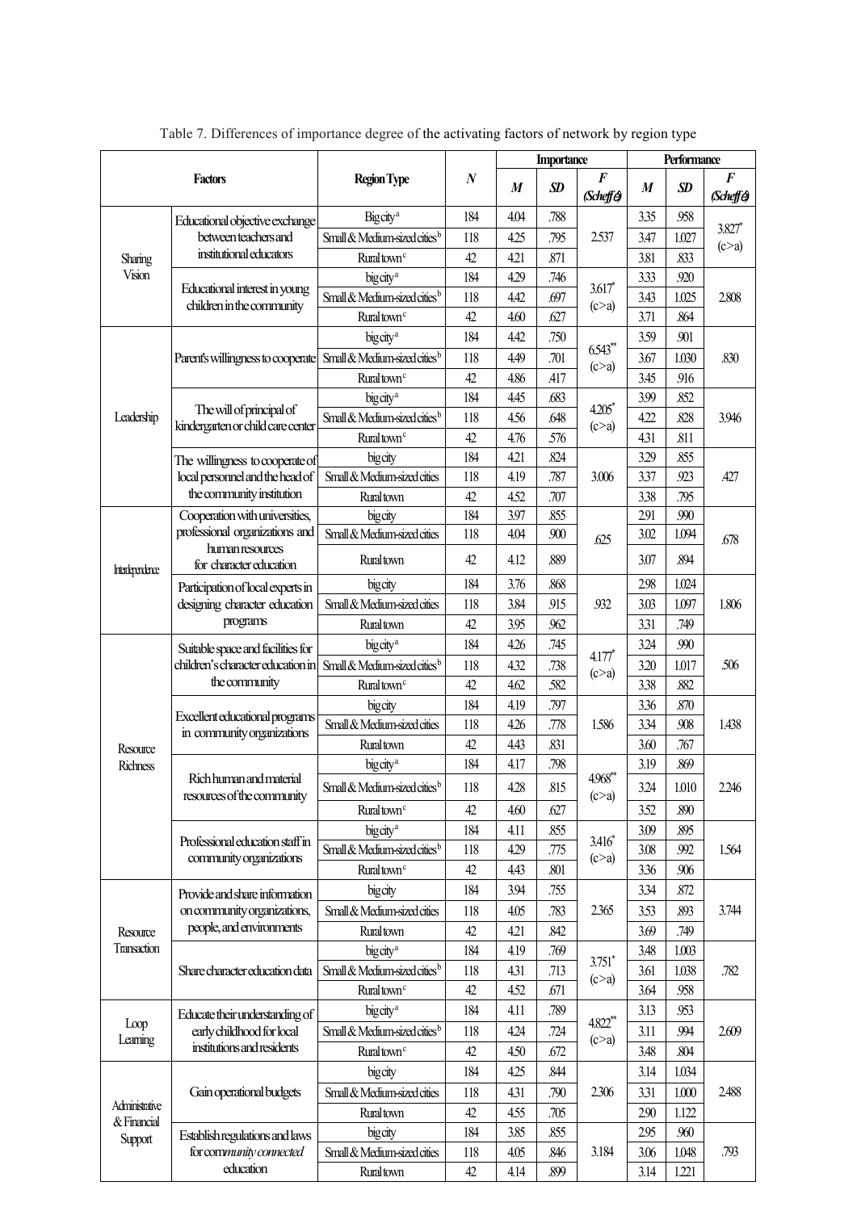Table 7. Differences of importance degree of the activating factors of network by region type

| Factors | | Region Type | N | Importance | | | Performance | | |
|---|---|---|---|---|---|---|---|---|---|
| | | | | M | SD | F (Scheffé) | M | SD | F (Scheffé) |
| Sharing Vision | Educational objective exchange between teachers and institutional educators | Big city[a] | 184 | 4.04 | .788 | 2.537 | 3.35 | .958 | 3.827* (c>a) |
| | | Small & Medium-sized cities[b] | 118 | 4.25 | .795 | | 3.47 | 1.027 | |
| | | Rural town[c] | 42 | 4.21 | .871 | | 3.81 | .833 | |
| | Educational interest in young children in the community | big city[a] | 184 | 4.29 | .746 | 3.617* (c>a) | 3.33 | .920 | 2.808 |
| | | Small & Medium-sized cities[b] | 118 | 4.42 | .697 | | 3.43 | 1.025 | |
| | | Rural town[c] | 42 | 4.60 | .627 | | 3.71 | .864 | |
| Leadership | Parent's willingness to cooperate | big city[a] | 184 | 4.42 | .750 | 6.543** (c>a) | 3.59 | .901 | .830 |
| | | Small & Medium-sized cities[b] | 118 | 4.49 | .701 | | 3.67 | 1.030 | |
| | | Rural town[c] | 42 | 4.86 | .417 | | 3.45 | .916 | |
| | The will of principal of kindergarten or child care center | big city[a] | 184 | 4.45 | .683 | 4.205* (c>a) | 3.99 | .852 | 3.946 |
| | | Small & Medium-sized cities[b] | 118 | 4.56 | .648 | | 4.22 | .828 | |
| | | Rural town[c] | 42 | 4.76 | .576 | | 4.31 | .811 | |
| | The willingness to cooperate of local personnel and the head of the community institution | big city | 184 | 4.21 | .824 | 3.006 | 3.29 | .855 | .427 |
| | | Small & Medium-sized cities | 118 | 4.19 | .787 | | 3.37 | .923 | |
| | | Rural town | 42 | 4.52 | .707 | | 3.38 | .795 | |
| Interdependence | Cooperation with universities, professional organizations and human resources for character education | big city | 184 | 3.97 | .855 | .625 | 2.91 | .990 | .678 |
| | | Small & Medium-sized cities | 118 | 4.04 | .900 | | 3.02 | 1.094 | |
| | | Rural town | 42 | 4.12 | .889 | | 3.07 | .894 | |
| | Participation of local experts in designing character education programs | big city | 184 | 3.76 | .868 | .932 | 2.98 | 1.024 | 1.806 |
| | | Small & Medium-sized cities | 118 | 3.84 | .915 | | 3.03 | 1.097 | |
| | | Rural town | 42 | 3.95 | .962 | | 3.31 | .749 | |
| Resource Richness | Suitable space and facilities for children's character education in the community | big city[a] | 184 | 4.26 | .745 | 4.177* (c>a) | 3.24 | .990 | .506 |
| | | Small & Medium-sized cities[b] | 118 | 4.32 | .738 | | 3.20 | 1.017 | |
| | | Rural town[c] | 42 | 4.62 | .582 | | 3.38 | .882 | |
| | Excellent educational programs in community organizations | big city | 184 | 4.19 | .797 | 1.586 | 3.36 | .870 | 1.438 |
| | | Small & Medium-sized cities | 118 | 4.26 | .778 | | 3.34 | .908 | |
| | | Rural town | 42 | 4.43 | .831 | | 3.60 | .767 | |
| | Rich human and material resources of the community | big city[a] | 184 | 4.17 | .798 | 4.968** (c>a) | 3.19 | .869 | 2.246 |
| | | Small & Medium-sized cities[b] | 118 | 4.28 | .815 | | 3.24 | 1.010 | |
| | | Rural town[c] | 42 | 4.60 | .627 | | 3.52 | .890 | |
| | Professional education staff in community organizations | big city[a] | 184 | 4.11 | .855 | 3.416* (c>a) | 3.09 | .895 | 1.564 |
| | | Small & Medium-sized cities[b] | 118 | 4.29 | .775 | | 3.08 | .992 | |
| | | Rural town[c] | 42 | 4.43 | .801 | | 3.36 | .906 | |
| Resource Transaction | Provide and share information on community organizations, people, and environments | big city | 184 | 3.94 | .755 | 2.365 | 3.34 | .872 | 3.744 |
| | | Small & Medium-sized cities | 118 | 4.05 | .783 | | 3.53 | .893 | |
| | | Rural town | 42 | 4.21 | .842 | | 3.69 | .749 | |
| | Share character education data | big city[a] | 184 | 4.19 | .769 | 3.751* (c>a) | 3.48 | 1.003 | .782 |
| | | Small & Medium-sized cities[b] | 118 | 4.31 | .713 | | 3.61 | 1.038 | |
| | | Rural town[c] | 42 | 4.52 | .671 | | 3.64 | .958 | |
| Loop Learning | Educate their understanding of early childhood for local institutions and residents | big city[a] | 184 | 4.11 | .789 | 4.822** (c>a) | 3.13 | .953 | 2.609 |
| | | Small & Medium-sized cities[b] | 118 | 4.24 | .724 | | 3.11 | .994 | |
| | | Rural town[c] | 42 | 4.50 | .672 | | 3.48 | .804 | |
| Administrative & Financial Support | Gain operational budgets | big city | 184 | 4.25 | .844 | 2.306 | 3.14 | 1.034 | 2.488 |
| | | Small & Medium-sized cities | 118 | 4.31 | .790 | | 3.31 | 1.000 | |
| | | Rural town | 42 | 4.55 | .705 | | 2.90 | 1.122 | |
| | Establish regulations and laws for community connected education | big city | 184 | 3.85 | .855 | 3.184 | 2.95 | .960 | .793 |
| | | Small & Medium-sized cities | 118 | 4.05 | .846 | | 3.06 | 1.048 | |
| | | Rural town | 42 | 4.14 | .899 | | 3.14 | 1.221 | |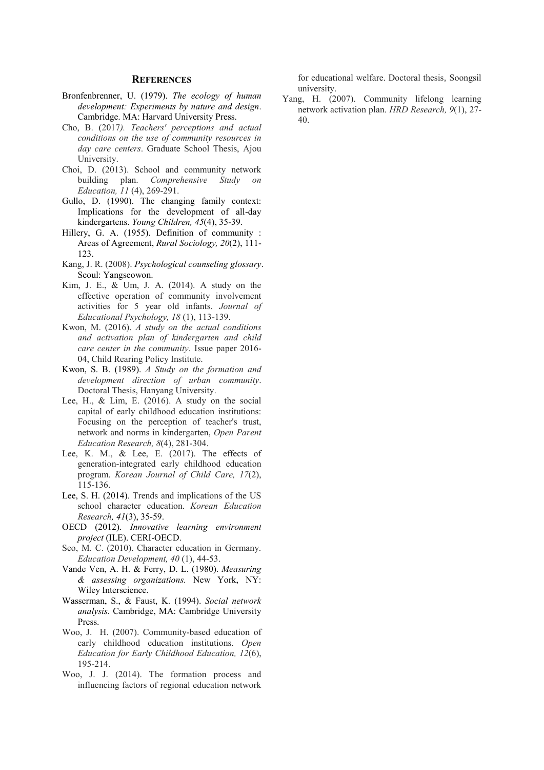## REFERENCES

Bronfenbrenner, U. (1979). *The ecology of human development: Experiments by nature and design*. Cambridge. MA: Harvard University Press.

Cho, B. (2017*). Teachers' perceptions and actual conditions on the use of community resources in day care centers*. Graduate School Thesis, Ajou University.

Choi, D. (2013). School and community network building plan. *Comprehensive Study on Education, 11* (4), 269-291.

Gullo, D. (1990). The changing family context: Implications for the development of all-day kindergartens. *Young Children, 45*(4), 35-39.

Hillery, G. A. (1955). Definition of community : Areas of Agreement, *Rural Sociology, 20*(2), 111-123.

Kang, J. R. (2008). *Psychological counseling glossary*. Seoul: Yangseowon.

Kim, J. E., & Um, J. A. (2014). A study on the effective operation of community involvement activities for 5 year old infants. *Journal of Educational Psychology, 18* (1), 113-139.

Kwon, M. (2016). *A study on the actual conditions and activation plan of kindergarten and child care center in the community*. Issue paper 2016-04, Child Rearing Policy Institute.

Kwon, S. B. (1989). *A Study on the formation and development direction of urban community*. Doctoral Thesis, Hanyang University.

Lee, H., & Lim, E. (2016). A study on the social capital of early childhood education institutions: Focusing on the perception of teacher's trust, network and norms in kindergarten, *Open Parent Education Research, 8*(4), 281-304.

Lee, K. M., & Lee, E. (2017). The effects of generation-integrated early childhood education program. *Korean Journal of Child Care, 17*(2), 115-136.

Lee, S. H. (2014). Trends and implications of the US school character education. *Korean Education Research, 41*(3), 35-59.

OECD (2012). *Innovative learning environment project* (ILE). CERI-OECD.

Seo, M. C. (2010). Character education in Germany. *Education Development, 40* (1), 44-53.

Vande Ven, A. H. & Ferry, D. L. (1980). *Measuring & assessing organizations.* New York, NY: Wiley Interscience.

Wasserman, S., & Faust, K. (1994). *Social network analysis*. Cambridge, MA: Cambridge University Press.

Woo, J. H. (2007). Community-based education of early childhood education institutions. *Open Education for Early Childhood Education, 12*(6), 195-214.

Woo, J. J. (2014). The formation process and influencing factors of regional education network for educational welfare. Doctoral thesis, Soongsil university.

Yang, H. (2007). Community lifelong learning network activation plan. *HRD Research, 9*(1), 27-40.